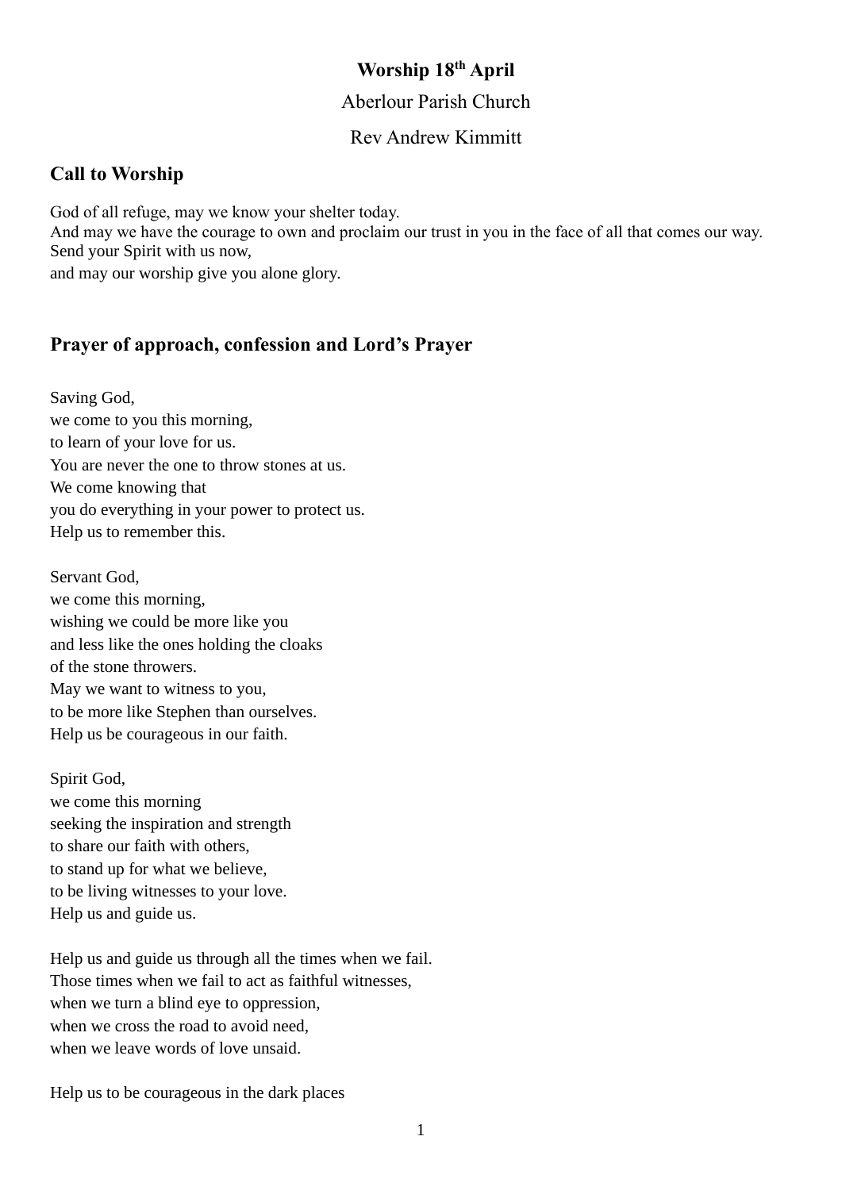**Worship 18th April**

Aberlour Parish Church

Rev Andrew Kimmitt

## Call to Worship

God of all refuge, may we know your shelter today.
And may we have the courage to own and proclaim our trust in you in the face of all that comes our way.
Send your Spirit with us now,
and may our worship give you alone glory.

## Prayer of approach, confession and Lord's Prayer

Saving God,
we come to you this morning,
to learn of your love for us.
You are never the one to throw stones at us.
We come knowing that
you do everything in your power to protect us.
Help us to remember this.

Servant God,
we come this morning,
wishing we could be more like you
and less like the ones holding the cloaks
of the stone throwers.
May we want to witness to you,
to be more like Stephen than ourselves.
Help us be courageous in our faith.

Spirit God,
we come this morning
seeking the inspiration and strength
to share our faith with others,
to stand up for what we believe,
to be living witnesses to your love.
Help us and guide us.

Help us and guide us through all the times when we fail.
Those times when we fail to act as faithful witnesses,
when we turn a blind eye to oppression,
when we cross the road to avoid need,
when we leave words of love unsaid.

Help us to be courageous in the dark places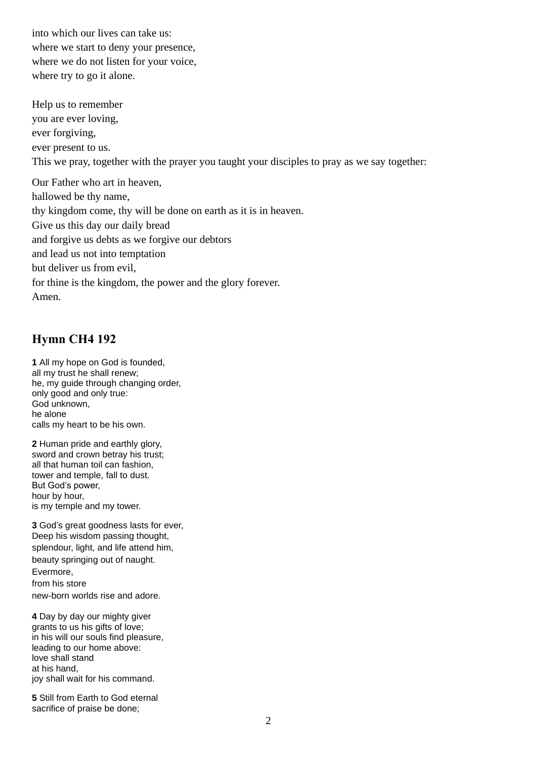into which our lives can take us:
where we start to deny your presence,
where we do not listen for your voice,
where try to go it alone.

Help us to remember
you are ever loving,
ever forgiving,
ever present to us.
This we pray, together with the prayer you taught your disciples to pray as we say together:

Our Father who art in heaven,
hallowed be thy name,
thy kingdom come, thy will be done on earth as it is in heaven.
Give us this day our daily bread
and forgive us debts as we forgive our debtors
and lead us not into temptation
but deliver us from evil,
for thine is the kingdom, the power and the glory forever.
Amen.

## Hymn CH4 192

**1** All my hope on God is founded,
all my trust he shall renew;
he, my guide through changing order,
only good and only true:
God unknown,
he alone
calls my heart to be his own.

**2** Human pride and earthly glory,
sword and crown betray his trust;
all that human toil can fashion,
tower and temple, fall to dust.
But God's power,
hour by hour,
is my temple and my tower.

**3** God's great goodness lasts for ever,
Deep his wisdom passing thought,
splendour, light, and life attend him,
beauty springing out of naught.
Evermore,
from his store
new-born worlds rise and adore.

**4** Day by day our mighty giver
grants to us his gifts of love;
in his will our souls find pleasure,
leading to our home above:
love shall stand
at his hand,
joy shall wait for his command.

**5** Still from Earth to God eternal
sacrifice of praise be done;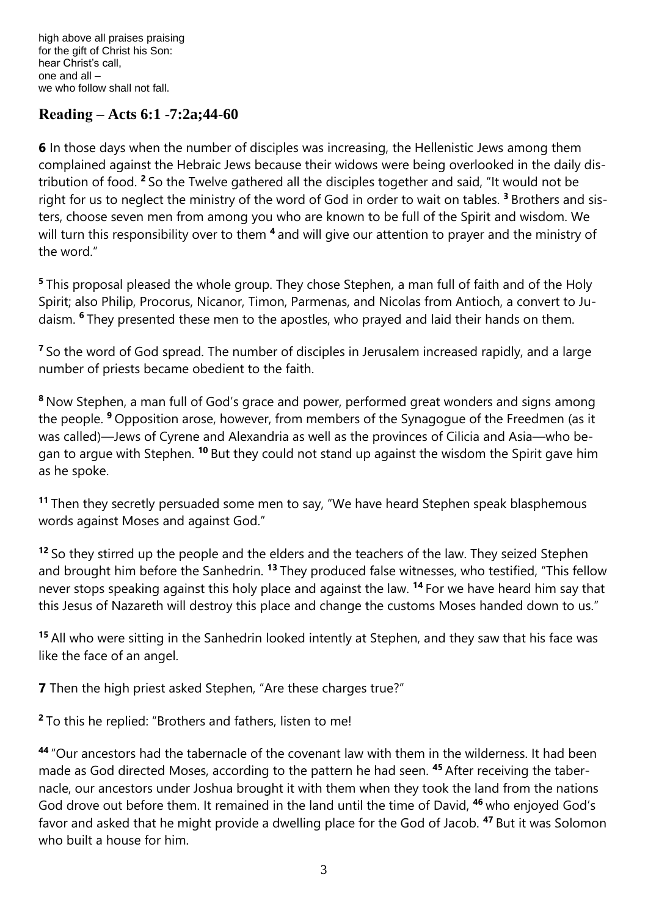high above all praises praising
for the gift of Christ his Son:
hear Christ's call,
one and all –
we who follow shall not fall.

## Reading – Acts 6:1 -7:2a;44-60

**6** In those days when the number of disciples was increasing, the Hellenistic Jews among them complained against the Hebraic Jews because their widows were being overlooked in the daily distribution of food. **2** So the Twelve gathered all the disciples together and said, "It would not be right for us to neglect the ministry of the word of God in order to wait on tables. **3** Brothers and sisters, choose seven men from among you who are known to be full of the Spirit and wisdom. We will turn this responsibility over to them **4** and will give our attention to prayer and the ministry of the word."

**5** This proposal pleased the whole group. They chose Stephen, a man full of faith and of the Holy Spirit; also Philip, Procorus, Nicanor, Timon, Parmenas, and Nicolas from Antioch, a convert to Judaism. **6** They presented these men to the apostles, who prayed and laid their hands on them.

**7** So the word of God spread. The number of disciples in Jerusalem increased rapidly, and a large number of priests became obedient to the faith.

**8** Now Stephen, a man full of God's grace and power, performed great wonders and signs among the people. **9** Opposition arose, however, from members of the Synagogue of the Freedmen (as it was called)—Jews of Cyrene and Alexandria as well as the provinces of Cilicia and Asia—who began to argue with Stephen. **10** But they could not stand up against the wisdom the Spirit gave him as he spoke.

**11** Then they secretly persuaded some men to say, "We have heard Stephen speak blasphemous words against Moses and against God."

**12** So they stirred up the people and the elders and the teachers of the law. They seized Stephen and brought him before the Sanhedrin. **13** They produced false witnesses, who testified, "This fellow never stops speaking against this holy place and against the law. **14** For we have heard him say that this Jesus of Nazareth will destroy this place and change the customs Moses handed down to us."

**15** All who were sitting in the Sanhedrin looked intently at Stephen, and they saw that his face was like the face of an angel.

**7** Then the high priest asked Stephen, "Are these charges true?"

**2** To this he replied: "Brothers and fathers, listen to me!

**44** "Our ancestors had the tabernacle of the covenant law with them in the wilderness. It had been made as God directed Moses, according to the pattern he had seen. **45** After receiving the tabernacle, our ancestors under Joshua brought it with them when they took the land from the nations God drove out before them. It remained in the land until the time of David, **46** who enjoyed God's favor and asked that he might provide a dwelling place for the God of Jacob. **47** But it was Solomon who built a house for him.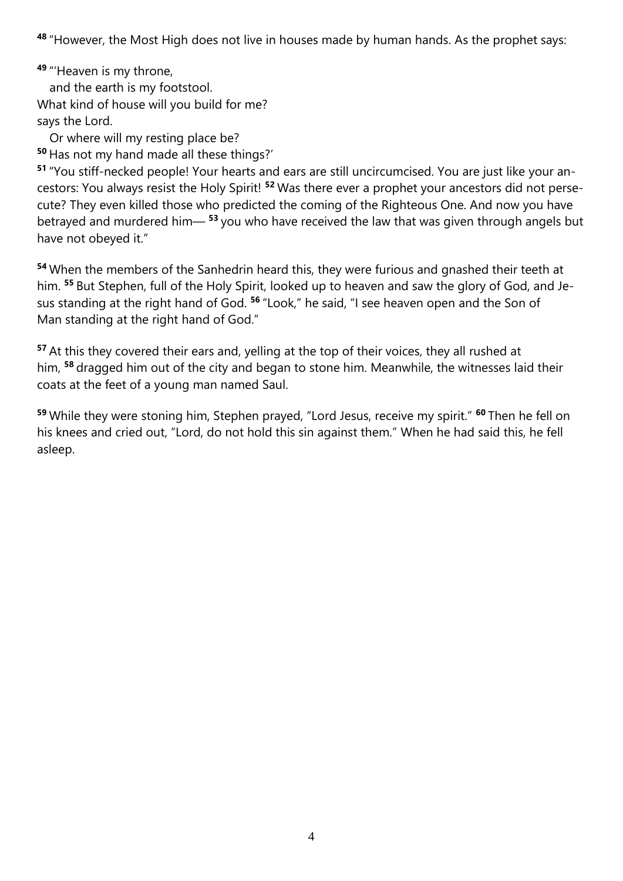[48] "However, the Most High does not live in houses made by human hands. As the prophet says:

[49] "'Heaven is my throne,
   and the earth is my footstool.
What kind of house will you build for me?
says the Lord.
   Or where will my resting place be?
[50] Has not my hand made all these things?'
[51] "You stiff-necked people! Your hearts and ears are still uncircumcised. You are just like your ancestors: You always resist the Holy Spirit! [52] Was there ever a prophet your ancestors did not persecute? They even killed those who predicted the coming of the Righteous One. And now you have betrayed and murdered him— [53] you who have received the law that was given through angels but have not obeyed it."

[54] When the members of the Sanhedrin heard this, they were furious and gnashed their teeth at him. [55] But Stephen, full of the Holy Spirit, looked up to heaven and saw the glory of God, and Jesus standing at the right hand of God. [56] "Look," he said, "I see heaven open and the Son of Man standing at the right hand of God."

[57] At this they covered their ears and, yelling at the top of their voices, they all rushed at him, [58] dragged him out of the city and began to stone him. Meanwhile, the witnesses laid their coats at the feet of a young man named Saul.

[59] While they were stoning him, Stephen prayed, "Lord Jesus, receive my spirit." [60] Then he fell on his knees and cried out, "Lord, do not hold this sin against them." When he had said this, he fell asleep.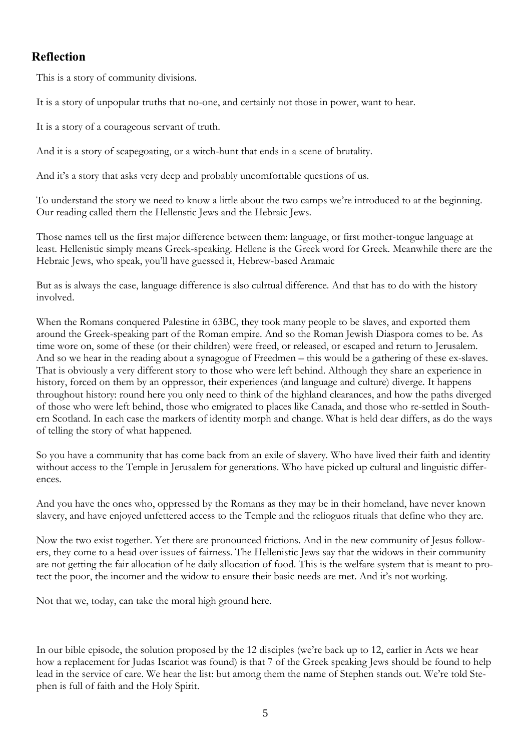## Reflection

This is a story of community divisions.

It is a story of unpopular truths that no-one, and certainly not those in power, want to hear.

It is a story of a courageous servant of truth.

And it is a story of scapegoating, or a witch-hunt that ends in a scene of brutality.

And it's a story that asks very deep and probably uncomfortable questions of us.

To understand the story we need to know a little about the two camps we're introduced to at the beginning. Our reading called them the Hellenstic Jews and the Hebraic Jews.

Those names tell us the first major difference between them: language, or first mother-tongue language at least. Hellenistic simply means Greek-speaking. Hellene is the Greek word for Greek. Meanwhile there are the Hebraic Jews, who speak, you'll have guessed it, Hebrew-based Aramaic

But as is always the case, language difference is also culrtual difference. And that has to do with the history involved.

When the Romans conquered Palestine in 63BC, they took many people to be slaves, and exported them around the Greek-speaking part of the Roman empire. And so the Roman Jewish Diaspora comes to be. As time wore on, some of these (or their children) were freed, or released, or escaped and return to Jerusalem. And so we hear in the reading about a synagogue of Freedmen – this would be a gathering of these ex-slaves. That is obviously a very different story to those who were left behind. Although they share an experience in history, forced on them by an oppressor, their experiences (and language and culture) diverge. It happens throughout history: round here you only need to think of the highland clearances, and how the paths diverged of those who were left behind, those who emigrated to places like Canada, and those who re-settled in Southern Scotland. In each case the markers of identity morph and change. What is held dear differs, as do the ways of telling the story of what happened.

So you have a community that has come back from an exile of slavery. Who have lived their faith and identity without access to the Temple in Jerusalem for generations. Who have picked up cultural and linguistic differences.

And you have the ones who, oppressed by the Romans as they may be in their homeland, have never known slavery, and have enjoyed unfettered access to the Temple and the relioguos rituals that define who they are.

Now the two exist together. Yet there are pronounced frictions. And in the new community of Jesus followers, they come to a head over issues of fairness. The Hellenistic Jews say that the widows in their community are not getting the fair allocation of he daily allocation of food. This is the welfare system that is meant to protect the poor, the incomer and the widow to ensure their basic needs are met. And it's not working.

Not that we, today, can take the moral high ground here.

In our bible episode, the solution proposed by the 12 disciples (we're back up to 12, earlier in Acts we hear how a replacement for Judas Iscariot was found) is that 7 of the Greek speaking Jews should be found to help lead in the service of care. We hear the list: but among them the name of Stephen stands out. We're told Stephen is full of faith and the Holy Spirit.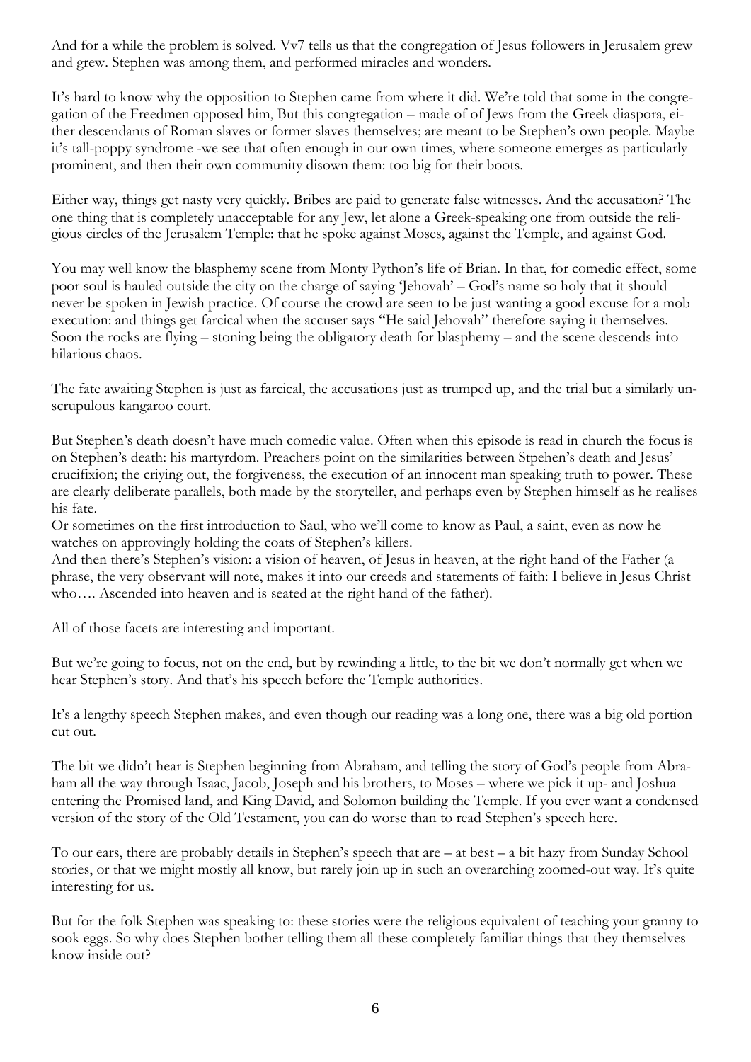And for a while the problem is solved. Vv7 tells us that the congregation of Jesus followers in Jerusalem grew and grew. Stephen was among them, and performed miracles and wonders.

It's hard to know why the opposition to Stephen came from where it did. We're told that some in the congregation of the Freedmen opposed him, But this congregation – made of of Jews from the Greek diaspora, either descendants of Roman slaves or former slaves themselves; are meant to be Stephen's own people. Maybe it's tall-poppy syndrome -we see that often enough in our own times, where someone emerges as particularly prominent, and then their own community disown them: too big for their boots.

Either way, things get nasty very quickly. Bribes are paid to generate false witnesses. And the accusation? The one thing that is completely unacceptable for any Jew, let alone a Greek-speaking one from outside the religious circles of the Jerusalem Temple: that he spoke against Moses, against the Temple, and against God.

You may well know the blasphemy scene from Monty Python's life of Brian. In that, for comedic effect, some poor soul is hauled outside the city on the charge of saying 'Jehovah' – God's name so holy that it should never be spoken in Jewish practice. Of course the crowd are seen to be just wanting a good excuse for a mob execution: and things get farcical when the accuser says "He said Jehovah" therefore saying it themselves. Soon the rocks are flying – stoning being the obligatory death for blasphemy – and the scene descends into hilarious chaos.

The fate awaiting Stephen is just as farcical, the accusations just as trumped up, and the trial but a similarly unscrupulous kangaroo court.

But Stephen's death doesn't have much comedic value. Often when this episode is read in church the focus is on Stephen's death: his martyrdom. Preachers point on the similarities between Stpehen's death and Jesus' crucifixion; the criying out, the forgiveness, the execution of an innocent man speaking truth to power. These are clearly deliberate parallels, both made by the storyteller, and perhaps even by Stephen himself as he realises his fate.
Or sometimes on the first introduction to Saul, who we'll come to know as Paul, a saint, even as now he watches on approvingly holding the coats of Stephen's killers.
And then there's Stephen's vision: a vision of heaven, of Jesus in heaven, at the right hand of the Father (a phrase, the very observant will note, makes it into our creeds and statements of faith: I believe in Jesus Christ who…. Ascended into heaven and is seated at the right hand of the father).

All of those facets are interesting and important.

But we're going to focus, not on the end, but by rewinding a little, to the bit we don't normally get when we hear Stephen's story. And that's his speech before the Temple authorities.

It's a lengthy speech Stephen makes, and even though our reading was a long one, there was a big old portion cut out.

The bit we didn't hear is Stephen beginning from Abraham, and telling the story of God's people from Abraham all the way through Isaac, Jacob, Joseph and his brothers, to Moses – where we pick it up- and Joshua entering the Promised land, and King David, and Solomon building the Temple. If you ever want a condensed version of the story of the Old Testament, you can do worse than to read Stephen's speech here.

To our ears, there are probably details in Stephen's speech that are – at best – a bit hazy from Sunday School stories, or that we might mostly all know, but rarely join up in such an overarching zoomed-out way. It's quite interesting for us.

But for the folk Stephen was speaking to: these stories were the religious equivalent of teaching your granny to sook eggs. So why does Stephen bother telling them all these completely familiar things that they themselves know inside out?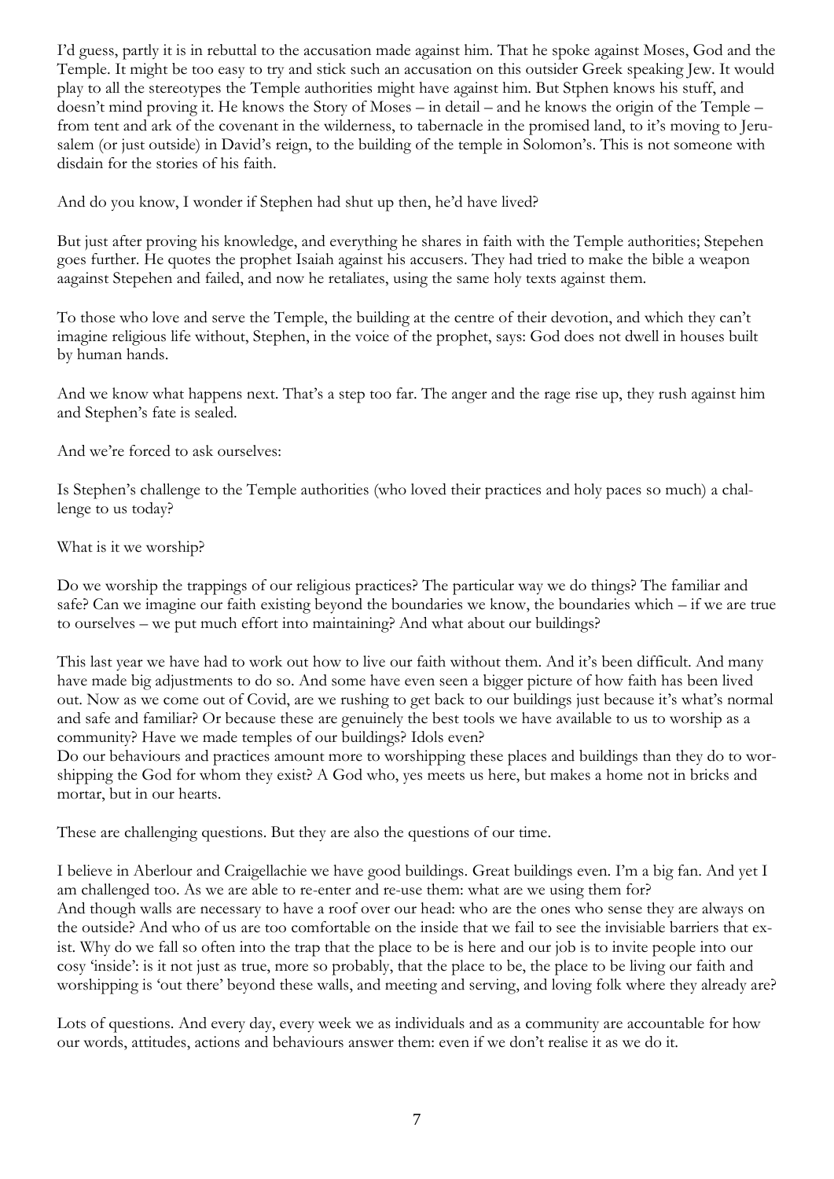I'd guess, partly it is in rebuttal to the accusation made against him. That he spoke against Moses, God and the Temple. It might be too easy to try and stick such an accusation on this outsider Greek speaking Jew. It would play to all the stereotypes the Temple authorities might have against him. But Stphen knows his stuff, and doesn't mind proving it. He knows the Story of Moses – in detail – and he knows the origin of the Temple – from tent and ark of the covenant in the wilderness, to tabernacle in the promised land, to it's moving to Jerusalem (or just outside) in David's reign, to the building of the temple in Solomon's. This is not someone with disdain for the stories of his faith.

And do you know, I wonder if Stephen had shut up then, he'd have lived?

But just after proving his knowledge, and everything he shares in faith with the Temple authorities; Stepehen goes further. He quotes the prophet Isaiah against his accusers. They had tried to make the bible a weapon aagainst Stepehen and failed, and now he retaliates, using the same holy texts against them.

To those who love and serve the Temple, the building at the centre of their devotion, and which they can't imagine religious life without, Stephen, in the voice of the prophet, says: God does not dwell in houses built by human hands.

And we know what happens next. That's a step too far. The anger and the rage rise up, they rush against him and Stephen's fate is sealed.

And we're forced to ask ourselves:

Is Stephen's challenge to the Temple authorities (who loved their practices and holy paces so much) a challenge to us today?

What is it we worship?

Do we worship the trappings of our religious practices? The particular way we do things? The familiar and safe? Can we imagine our faith existing beyond the boundaries we know, the boundaries which – if we are true to ourselves – we put much effort into maintaining? And what about our buildings?

This last year we have had to work out how to live our faith without them. And it's been difficult. And many have made big adjustments to do so. And some have even seen a bigger picture of how faith has been lived out. Now as we come out of Covid, are we rushing to get back to our buildings just because it's what's normal and safe and familiar? Or because these are genuinely the best tools we have available to us to worship as a community? Have we made temples of our buildings? Idols even?
Do our behaviours and practices amount more to worshipping these places and buildings than they do to worshipping the God for whom they exist? A God who, yes meets us here, but makes a home not in bricks and mortar, but in our hearts.

These are challenging questions. But they are also the questions of our time.

I believe in Aberlour and Craigellachie we have good buildings. Great buildings even. I'm a big fan. And yet I am challenged too. As we are able to re-enter and re-use them: what are we using them for?
And though walls are necessary to have a roof over our head: who are the ones who sense they are always on the outside? And who of us are too comfortable on the inside that we fail to see the invisiable barriers that exist. Why do we fall so often into the trap that the place to be is here and our job is to invite people into our cosy 'inside': is it not just as true, more so probably, that the place to be, the place to be living our faith and worshipping is 'out there' beyond these walls, and meeting and serving, and loving folk where they already are?

Lots of questions. And every day, every week we as individuals and as a community are accountable for how our words, attitudes, actions and behaviours answer them: even if we don't realise it as we do it.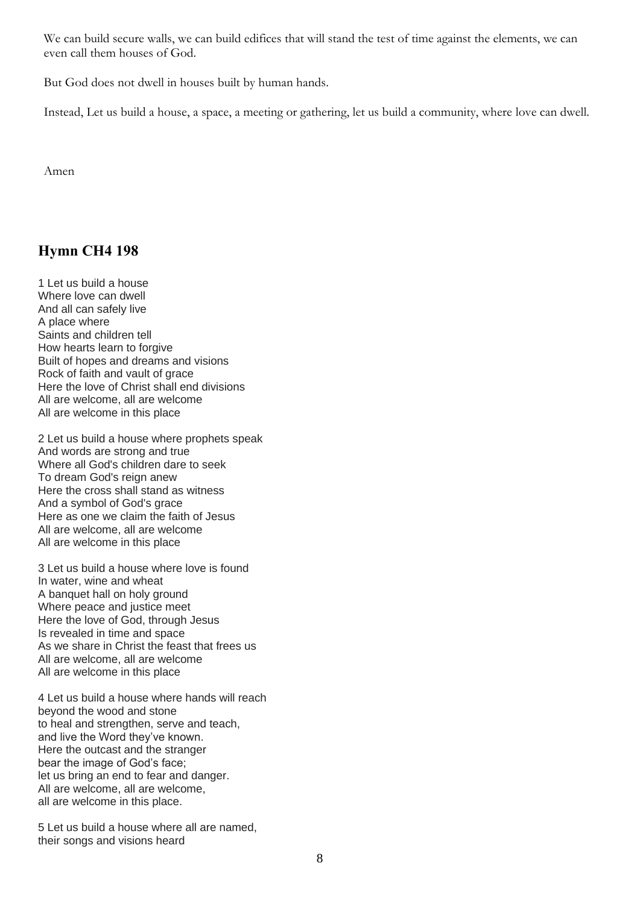We can build secure walls, we can build edifices that will stand the test of time against the elements, we can even call them houses of God.

But God does not dwell in houses built by human hands.

Instead, Let us build a house, a space, a meeting or gathering, let us build a community, where love can dwell.

Amen

## Hymn CH4 198

1 Let us build a house  
Where love can dwell  
And all can safely live  
A place where  
Saints and children tell  
How hearts learn to forgive  
Built of hopes and dreams and visions  
Rock of faith and vault of grace  
Here the love of Christ shall end divisions  
All are welcome, all are welcome  
All are welcome in this place

2 Let us build a house where prophets speak  
And words are strong and true  
Where all God's children dare to seek  
To dream God's reign anew  
Here the cross shall stand as witness  
And a symbol of God's grace  
Here as one we claim the faith of Jesus  
All are welcome, all are welcome  
All are welcome in this place

3 Let us build a house where love is found  
In water, wine and wheat  
A banquet hall on holy ground  
Where peace and justice meet  
Here the love of God, through Jesus  
Is revealed in time and space  
As we share in Christ the feast that frees us  
All are welcome, all are welcome  
All are welcome in this place

4 Let us build a house where hands will reach  
beyond the wood and stone  
to heal and strengthen, serve and teach,  
and live the Word they've known.  
Here the outcast and the stranger  
bear the image of God's face;  
let us bring an end to fear and danger.  
All are welcome, all are welcome,  
all are welcome in this place.

5 Let us build a house where all are named,  
their songs and visions heard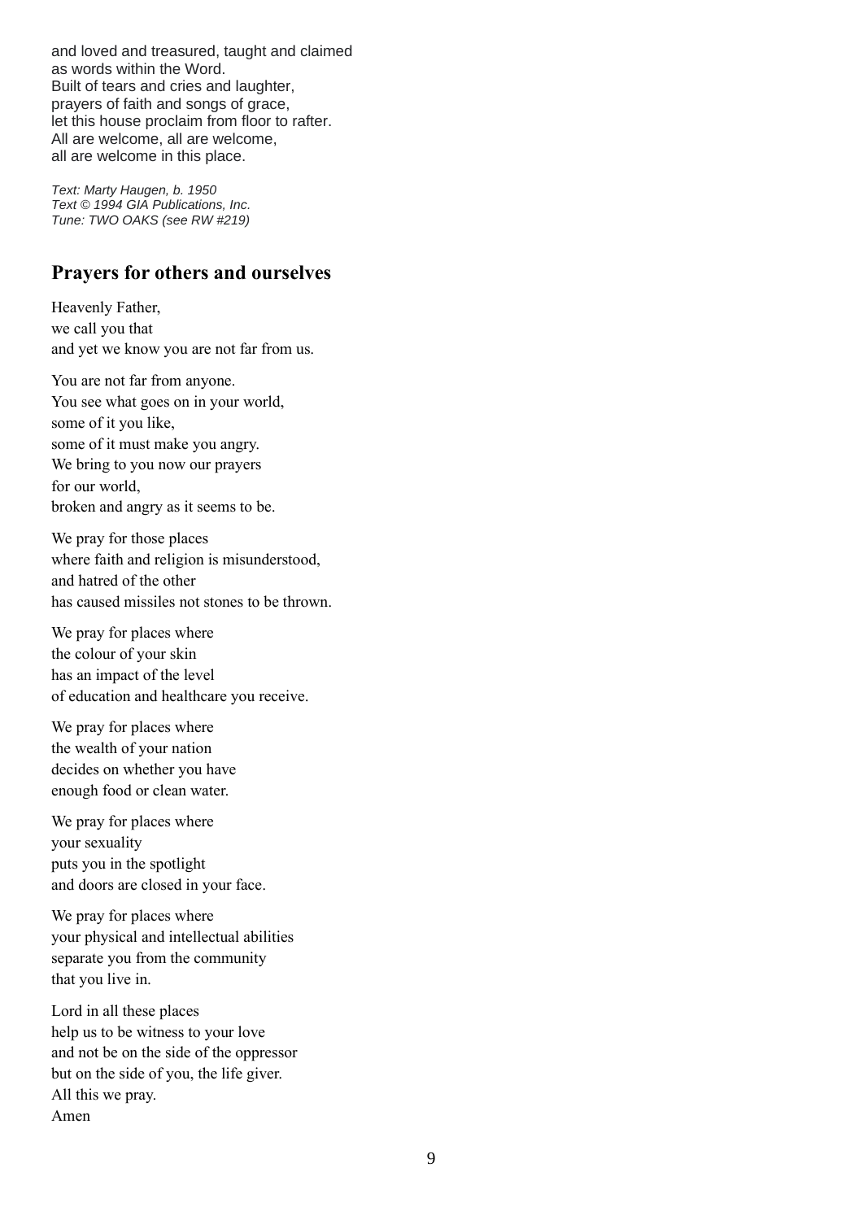and loved and treasured, taught and claimed  
as words within the Word.  
Built of tears and cries and laughter,  
prayers of faith and songs of grace,  
let this house proclaim from floor to rafter.  
All are welcome, all are welcome,  
all are welcome in this place.

*Text: Marty Haugen, b. 1950*  
*Text © 1994 GIA Publications, Inc.*  
*Tune: TWO OAKS (see RW #219)*

## Prayers for others and ourselves

Heavenly Father,  
we call you that  
and yet we know you are not far from us.

You are not far from anyone.  
You see what goes on in your world,  
some of it you like,  
some of it must make you angry.  
We bring to you now our prayers  
for our world,  
broken and angry as it seems to be.

We pray for those places  
where faith and religion is misunderstood,  
and hatred of the other  
has caused missiles not stones to be thrown.

We pray for places where  
the colour of your skin  
has an impact of the level  
of education and healthcare you receive.

We pray for places where  
the wealth of your nation  
decides on whether you have  
enough food or clean water.

We pray for places where  
your sexuality  
puts you in the spotlight  
and doors are closed in your face.

We pray for places where  
your physical and intellectual abilities  
separate you from the community  
that you live in.

Lord in all these places  
help us to be witness to your love  
and not be on the side of the oppressor  
but on the side of you, the life giver.  
All this we pray.  
Amen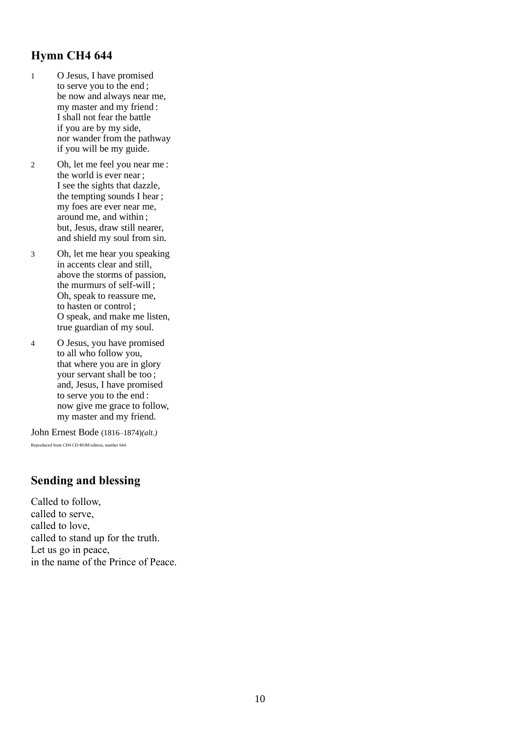## Hymn CH4 644

1 O Jesus, I have promised
to serve you to the end ;
be now and always near me,
my master and my friend :
I shall not fear the battle
if you are by my side,
nor wander from the pathway
if you will be my guide.

2 Oh, let me feel you near me :
the world is ever near ;
I see the sights that dazzle,
the tempting sounds I hear ;
my foes are ever near me,
around me, and within ;
but, Jesus, draw still nearer,
and shield my soul from sin.

3 Oh, let me hear you speaking
in accents clear and still,
above the storms of passion,
the murmurs of self-will ;
Oh, speak to reassure me,
to hasten or control ;
O speak, and make me listen,
true guardian of my soul.

4 O Jesus, you have promised
to all who follow you,
that where you are in glory
your servant shall be too ;
and, Jesus, I have promised
to serve you to the end :
now give me grace to follow,
my master and my friend.

John Ernest Bode (1816–1874)*(alt.)*

Reproduced from *CH4* CD-ROM edition, number 644

## Sending and blessing

Called to follow,
called to serve,
called to love,
called to stand up for the truth.
Let us go in peace,
in the name of the Prince of Peace.